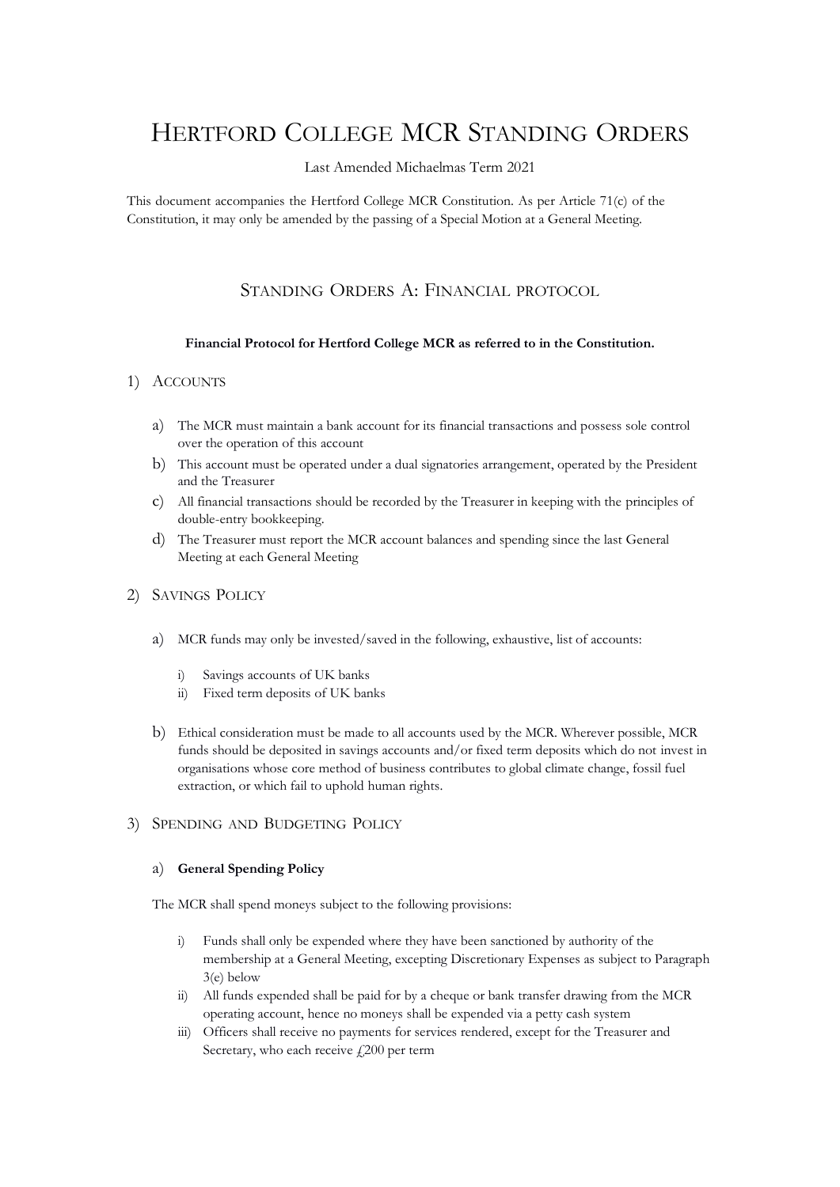# Hertford College MCR Standing Orders

Last Amended Michaelmas Term 2021

This document accompanies the Hertford College MCR Constitution. As per Article 71(c) of the Constitution, it may only be amended by the passing of a Special Motion at a General Meeting.

## Standing Orders A: Financial protocol

**Financial Protocol for Hertford College MCR as referred to in the Constitution.**

### 1) Accounts

a) The MCR must maintain a bank account for its financial transactions and possess sole control over the operation of this account

b) This account must be operated under a dual signatories arrangement, operated by the President and the Treasurer

c) All financial transactions should be recorded by the Treasurer in keeping with the principles of double-entry bookkeeping.

d) The Treasurer must report the MCR account balances and spending since the last General Meeting at each General Meeting

### 2) Savings Policy

a) MCR funds may only be invested/saved in the following, exhaustive, list of accounts:

   i) Savings accounts of UK banks
   
   ii) Fixed term deposits of UK banks

b) Ethical consideration must be made to all accounts used by the MCR. Wherever possible, MCR funds should be deposited in savings accounts and/or fixed term deposits which do not invest in organisations whose core method of business contributes to global climate change, fossil fuel extraction, or which fail to uphold human rights.

### 3) Spending and Budgeting Policy

#### a) General Spending Policy

The MCR shall spend moneys subject to the following provisions:

   i) Funds shall only be expended where they have been sanctioned by authority of the membership at a General Meeting, excepting Discretionary Expenses as subject to Paragraph 3(e) below
   
   ii) All funds expended shall be paid for by a cheque or bank transfer drawing from the MCR operating account, hence no moneys shall be expended via a petty cash system
   
   iii) Officers shall receive no payments for services rendered, except for the Treasurer and Secretary, who each receive £200 per term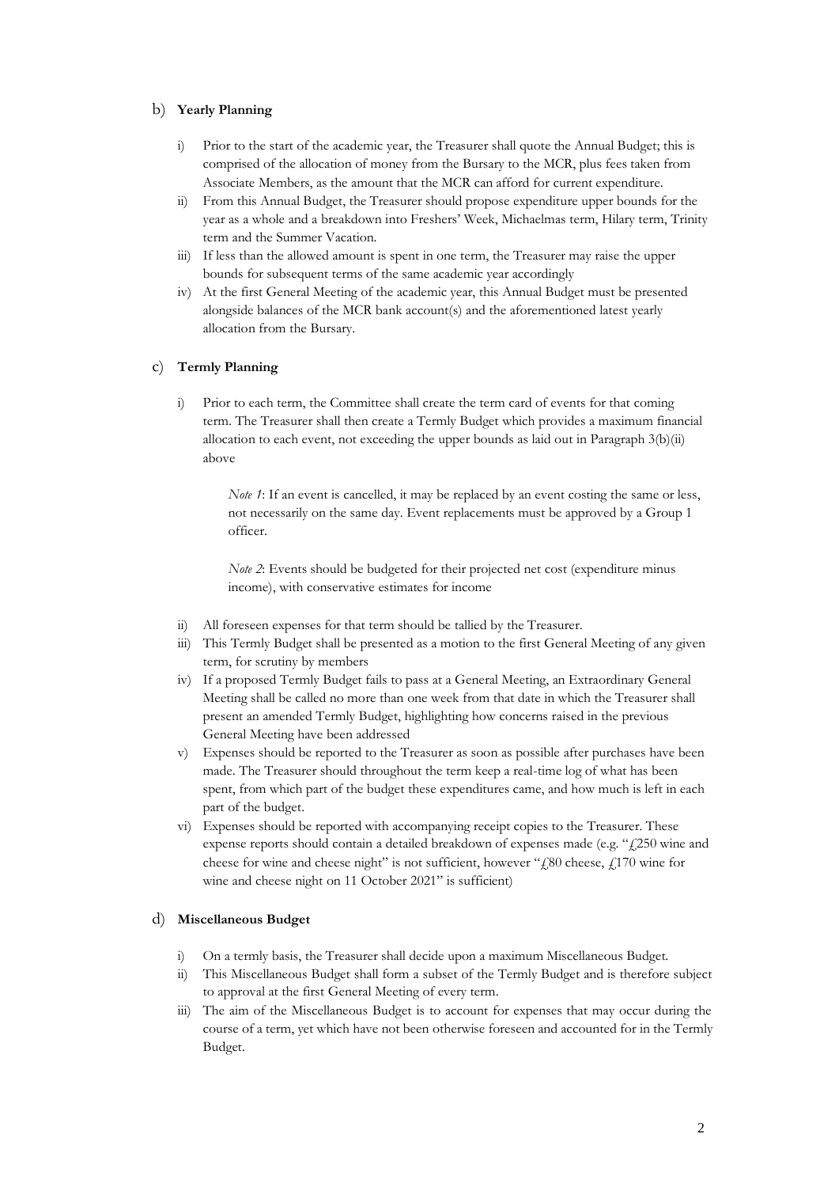b) **Yearly Planning**

i) Prior to the start of the academic year, the Treasurer shall quote the Annual Budget; this is comprised of the allocation of money from the Bursary to the MCR, plus fees taken from Associate Members, as the amount that the MCR can afford for current expenditure.

ii) From this Annual Budget, the Treasurer should propose expenditure upper bounds for the year as a whole and a breakdown into Freshers' Week, Michaelmas term, Hilary term, Trinity term and the Summer Vacation.

iii) If less than the allowed amount is spent in one term, the Treasurer may raise the upper bounds for subsequent terms of the same academic year accordingly

iv) At the first General Meeting of the academic year, this Annual Budget must be presented alongside balances of the MCR bank account(s) and the aforementioned latest yearly allocation from the Bursary.

c) **Termly Planning**

i) Prior to each term, the Committee shall create the term card of events for that coming term. The Treasurer shall then create a Termly Budget which provides a maximum financial allocation to each event, not exceeding the upper bounds as laid out in Paragraph 3(b)(ii) above

*Note 1*: If an event is cancelled, it may be replaced by an event costing the same or less, not necessarily on the same day. Event replacements must be approved by a Group 1 officer.

*Note 2*: Events should be budgeted for their projected net cost (expenditure minus income), with conservative estimates for income

ii) All foreseen expenses for that term should be tallied by the Treasurer.

iii) This Termly Budget shall be presented as a motion to the first General Meeting of any given term, for scrutiny by members

iv) If a proposed Termly Budget fails to pass at a General Meeting, an Extraordinary General Meeting shall be called no more than one week from that date in which the Treasurer shall present an amended Termly Budget, highlighting how concerns raised in the previous General Meeting have been addressed

v) Expenses should be reported to the Treasurer as soon as possible after purchases have been made. The Treasurer should throughout the term keep a real-time log of what has been spent, from which part of the budget these expenditures came, and how much is left in each part of the budget.

vi) Expenses should be reported with accompanying receipt copies to the Treasurer. These expense reports should contain a detailed breakdown of expenses made (e.g. "£250 wine and cheese for wine and cheese night" is not sufficient, however "£80 cheese, £170 wine for wine and cheese night on 11 October 2021" is sufficient)

d) **Miscellaneous Budget**

i) On a termly basis, the Treasurer shall decide upon a maximum Miscellaneous Budget.

ii) This Miscellaneous Budget shall form a subset of the Termly Budget and is therefore subject to approval at the first General Meeting of every term.

iii) The aim of the Miscellaneous Budget is to account for expenses that may occur during the course of a term, yet which have not been otherwise foreseen and accounted for in the Termly Budget.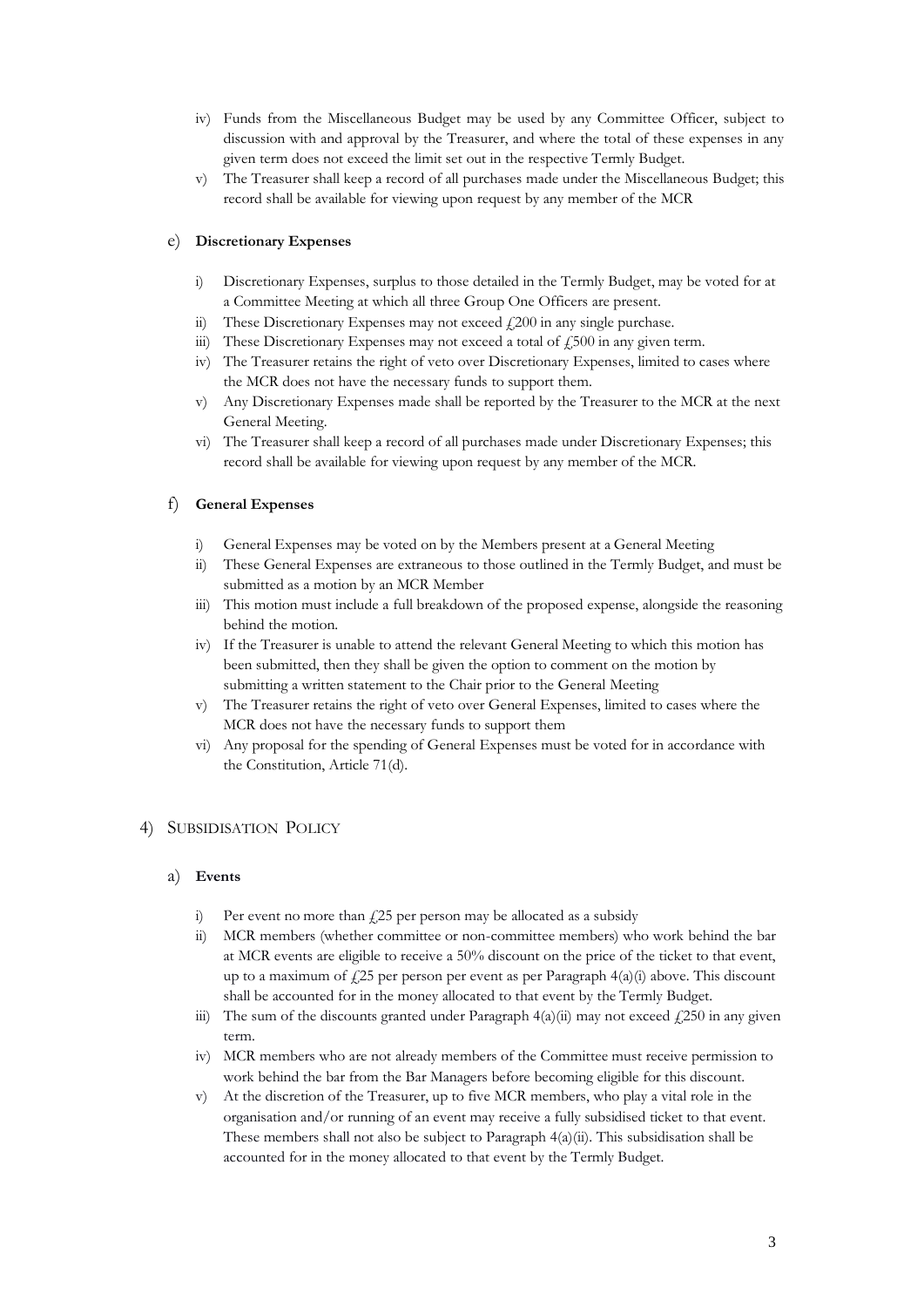iv) Funds from the Miscellaneous Budget may be used by any Committee Officer, subject to discussion with and approval by the Treasurer, and where the total of these expenses in any given term does not exceed the limit set out in the respective Termly Budget.

v) The Treasurer shall keep a record of all purchases made under the Miscellaneous Budget; this record shall be available for viewing upon request by any member of the MCR

e) **Discretionary Expenses**

i) Discretionary Expenses, surplus to those detailed in the Termly Budget, may be voted for at a Committee Meeting at which all three Group One Officers are present.

ii) These Discretionary Expenses may not exceed £200 in any single purchase.

iii) These Discretionary Expenses may not exceed a total of £500 in any given term.

iv) The Treasurer retains the right of veto over Discretionary Expenses, limited to cases where the MCR does not have the necessary funds to support them.

v) Any Discretionary Expenses made shall be reported by the Treasurer to the MCR at the next General Meeting.

vi) The Treasurer shall keep a record of all purchases made under Discretionary Expenses; this record shall be available for viewing upon request by any member of the MCR.

f) **General Expenses**

i) General Expenses may be voted on by the Members present at a General Meeting

ii) These General Expenses are extraneous to those outlined in the Termly Budget, and must be submitted as a motion by an MCR Member

iii) This motion must include a full breakdown of the proposed expense, alongside the reasoning behind the motion.

iv) If the Treasurer is unable to attend the relevant General Meeting to which this motion has been submitted, then they shall be given the option to comment on the motion by submitting a written statement to the Chair prior to the General Meeting

v) The Treasurer retains the right of veto over General Expenses, limited to cases where the MCR does not have the necessary funds to support them

vi) Any proposal for the spending of General Expenses must be voted for in accordance with the Constitution, Article 71(d).

## 4) SUBSIDISATION POLICY

a) **Events**

i) Per event no more than £25 per person may be allocated as a subsidy

ii) MCR members (whether committee or non-committee members) who work behind the bar at MCR events are eligible to receive a 50% discount on the price of the ticket to that event, up to a maximum of £25 per person per event as per Paragraph 4(a)(i) above. This discount shall be accounted for in the money allocated to that event by the Termly Budget.

iii) The sum of the discounts granted under Paragraph 4(a)(ii) may not exceed £250 in any given term.

iv) MCR members who are not already members of the Committee must receive permission to work behind the bar from the Bar Managers before becoming eligible for this discount.

v) At the discretion of the Treasurer, up to five MCR members, who play a vital role in the organisation and/or running of an event may receive a fully subsidised ticket to that event. These members shall not also be subject to Paragraph 4(a)(ii). This subsidisation shall be accounted for in the money allocated to that event by the Termly Budget.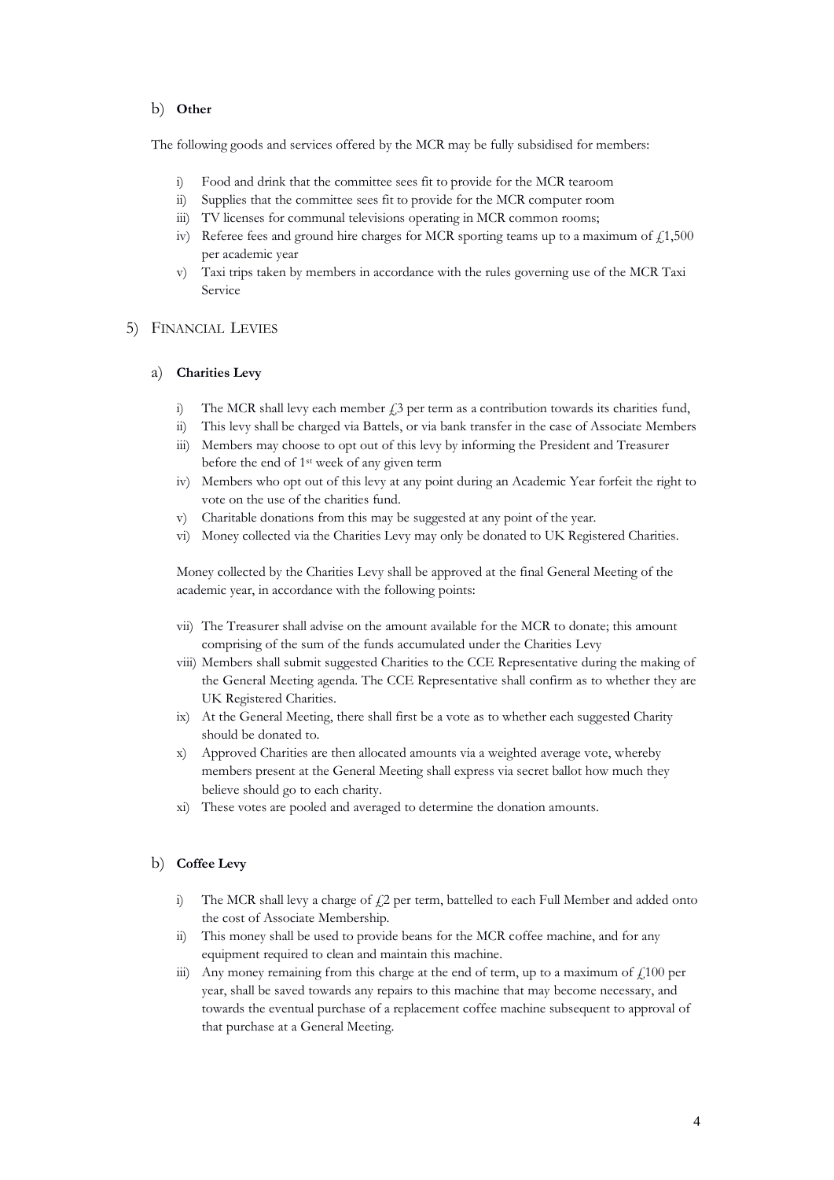### b) **Other**

The following goods and services offered by the MCR may be fully subsidised for members:

i) Food and drink that the committee sees fit to provide for the MCR tearoom
ii) Supplies that the committee sees fit to provide for the MCR computer room
iii) TV licenses for communal televisions operating in MCR common rooms;
iv) Referee fees and ground hire charges for MCR sporting teams up to a maximum of £1,500 per academic year
v) Taxi trips taken by members in accordance with the rules governing use of the MCR Taxi Service

## 5) FINANCIAL LEVIES

### a) **Charities Levy**

i) The MCR shall levy each member £3 per term as a contribution towards its charities fund,
ii) This levy shall be charged via Battels, or via bank transfer in the case of Associate Members
iii) Members may choose to opt out of this levy by informing the President and Treasurer before the end of 1st week of any given term
iv) Members who opt out of this levy at any point during an Academic Year forfeit the right to vote on the use of the charities fund.
v) Charitable donations from this may be suggested at any point of the year.
vi) Money collected via the Charities Levy may only be donated to UK Registered Charities.

Money collected by the Charities Levy shall be approved at the final General Meeting of the academic year, in accordance with the following points:

vii) The Treasurer shall advise on the amount available for the MCR to donate; this amount comprising of the sum of the funds accumulated under the Charities Levy
viii) Members shall submit suggested Charities to the CCE Representative during the making of the General Meeting agenda. The CCE Representative shall confirm as to whether they are UK Registered Charities.
ix) At the General Meeting, there shall first be a vote as to whether each suggested Charity should be donated to.
x) Approved Charities are then allocated amounts via a weighted average vote, whereby members present at the General Meeting shall express via secret ballot how much they believe should go to each charity.
xi) These votes are pooled and averaged to determine the donation amounts.

### b) **Coffee Levy**

i) The MCR shall levy a charge of £2 per term, battelled to each Full Member and added onto the cost of Associate Membership.
ii) This money shall be used to provide beans for the MCR coffee machine, and for any equipment required to clean and maintain this machine.
iii) Any money remaining from this charge at the end of term, up to a maximum of £100 per year, shall be saved towards any repairs to this machine that may become necessary, and towards the eventual purchase of a replacement coffee machine subsequent to approval of that purchase at a General Meeting.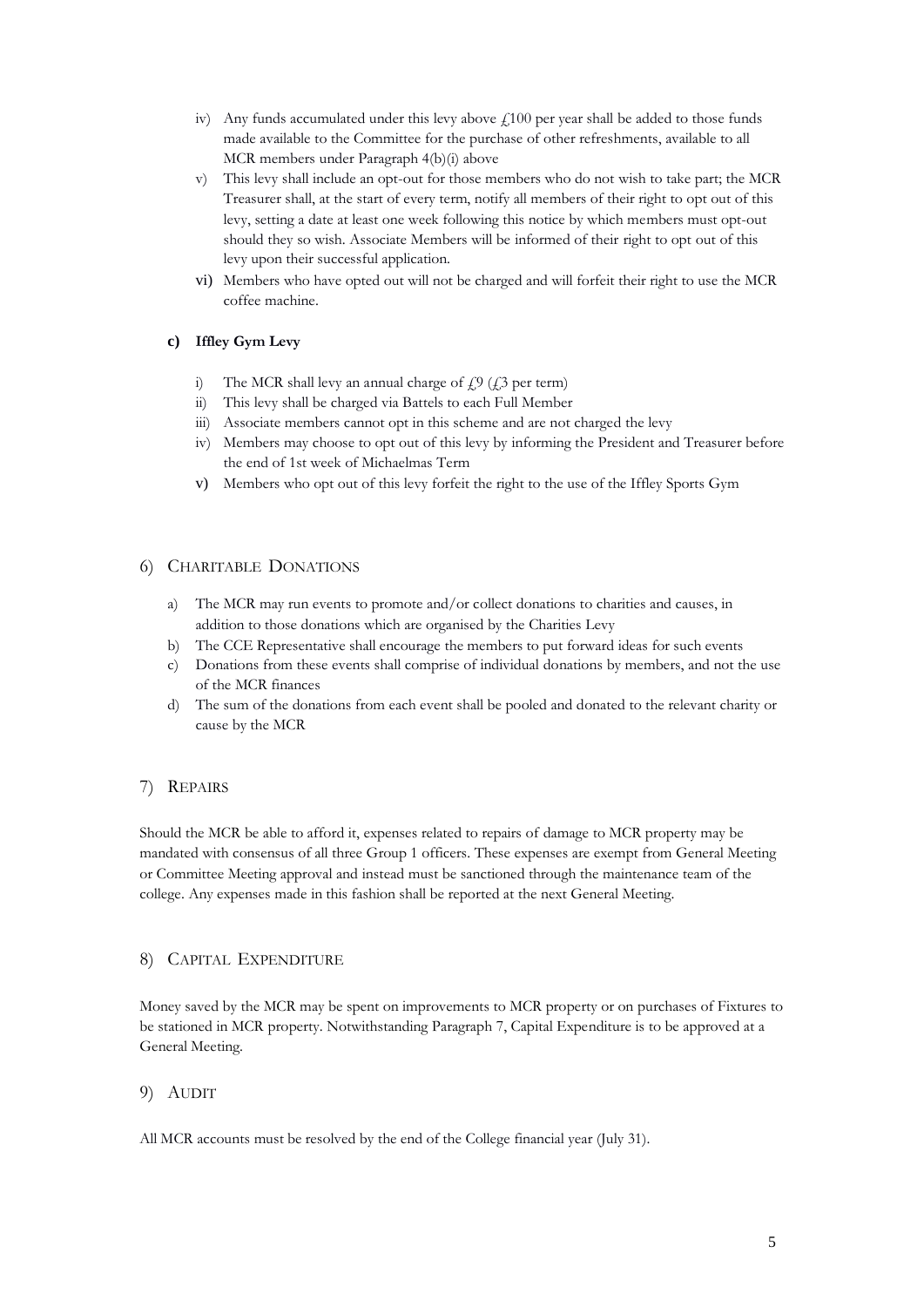iv) Any funds accumulated under this levy above £100 per year shall be added to those funds made available to the Committee for the purchase of other refreshments, available to all MCR members under Paragraph 4(b)(i) above

v) This levy shall include an opt-out for those members who do not wish to take part; the MCR Treasurer shall, at the start of every term, notify all members of their right to opt out of this levy, setting a date at least one week following this notice by which members must opt-out should they so wish. Associate Members will be informed of their right to opt out of this levy upon their successful application.

vi) Members who have opted out will not be charged and will forfeit their right to use the MCR coffee machine.

**c) Iffley Gym Levy**

i) The MCR shall levy an annual charge of £9 (£3 per term)

ii) This levy shall be charged via Battels to each Full Member

iii) Associate members cannot opt in this scheme and are not charged the levy

iv) Members may choose to opt out of this levy by informing the President and Treasurer before the end of 1st week of Michaelmas Term

v) Members who opt out of this levy forfeit the right to the use of the Iffley Sports Gym

## 6) Charitable Donations

a) The MCR may run events to promote and/or collect donations to charities and causes, in addition to those donations which are organised by the Charities Levy

b) The CCE Representative shall encourage the members to put forward ideas for such events

c) Donations from these events shall comprise of individual donations by members, and not the use of the MCR finances

d) The sum of the donations from each event shall be pooled and donated to the relevant charity or cause by the MCR

## 7) Repairs

Should the MCR be able to afford it, expenses related to repairs of damage to MCR property may be mandated with consensus of all three Group 1 officers. These expenses are exempt from General Meeting or Committee Meeting approval and instead must be sanctioned through the maintenance team of the college. Any expenses made in this fashion shall be reported at the next General Meeting.

## 8) Capital Expenditure

Money saved by the MCR may be spent on improvements to MCR property or on purchases of Fixtures to be stationed in MCR property. Notwithstanding Paragraph 7, Capital Expenditure is to be approved at a General Meeting.

## 9) Audit

All MCR accounts must be resolved by the end of the College financial year (July 31).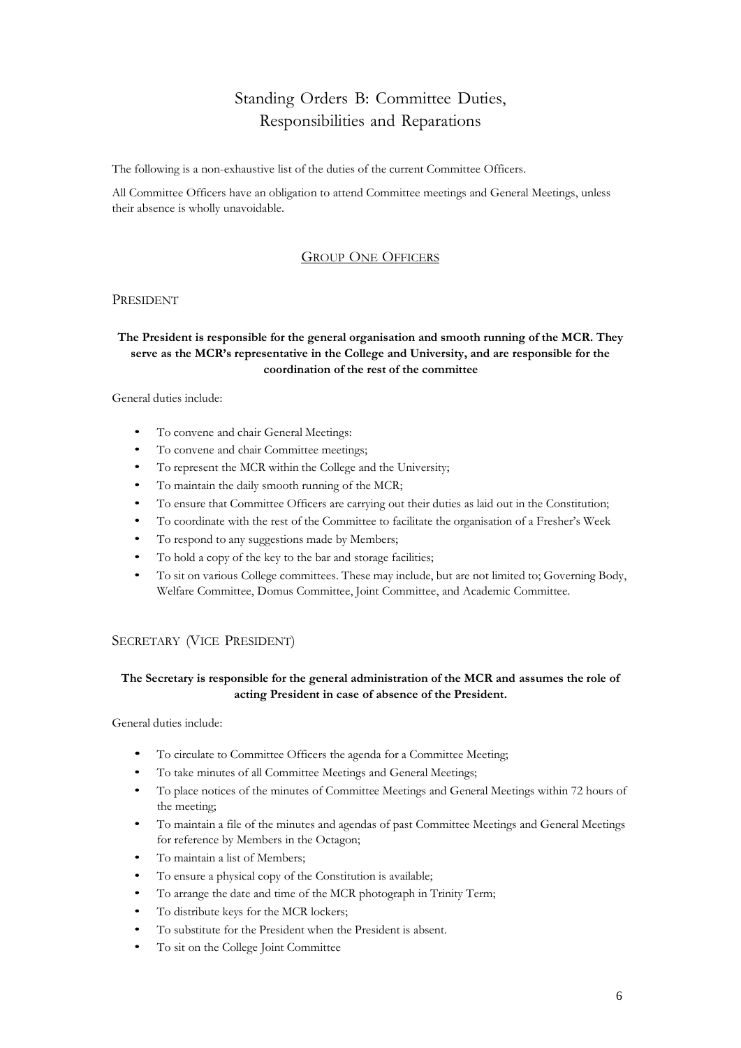# Standing Orders B: Committee Duties, Responsibilities and Reparations

The following is a non-exhaustive list of the duties of the current Committee Officers.

All Committee Officers have an obligation to attend Committee meetings and General Meetings, unless their absence is wholly unavoidable.

## GROUP ONE OFFICERS

### PRESIDENT

**The President is responsible for the general organisation and smooth running of the MCR. They serve as the MCR's representative in the College and University, and are responsible for the coordination of the rest of the committee**

General duties include:

- To convene and chair General Meetings:
- To convene and chair Committee meetings;
- To represent the MCR within the College and the University;
- To maintain the daily smooth running of the MCR;
- To ensure that Committee Officers are carrying out their duties as laid out in the Constitution;
- To coordinate with the rest of the Committee to facilitate the organisation of a Fresher's Week
- To respond to any suggestions made by Members;
- To hold a copy of the key to the bar and storage facilities;
- To sit on various College committees. These may include, but are not limited to; Governing Body, Welfare Committee, Domus Committee, Joint Committee, and Academic Committee.

### SECRETARY (VICE PRESIDENT)

**The Secretary is responsible for the general administration of the MCR and assumes the role of acting President in case of absence of the President.**

General duties include:

- To circulate to Committee Officers the agenda for a Committee Meeting;
- To take minutes of all Committee Meetings and General Meetings;
- To place notices of the minutes of Committee Meetings and General Meetings within 72 hours of the meeting;
- To maintain a file of the minutes and agendas of past Committee Meetings and General Meetings for reference by Members in the Octagon;
- To maintain a list of Members;
- To ensure a physical copy of the Constitution is available;
- To arrange the date and time of the MCR photograph in Trinity Term;
- To distribute keys for the MCR lockers;
- To substitute for the President when the President is absent.
- To sit on the College Joint Committee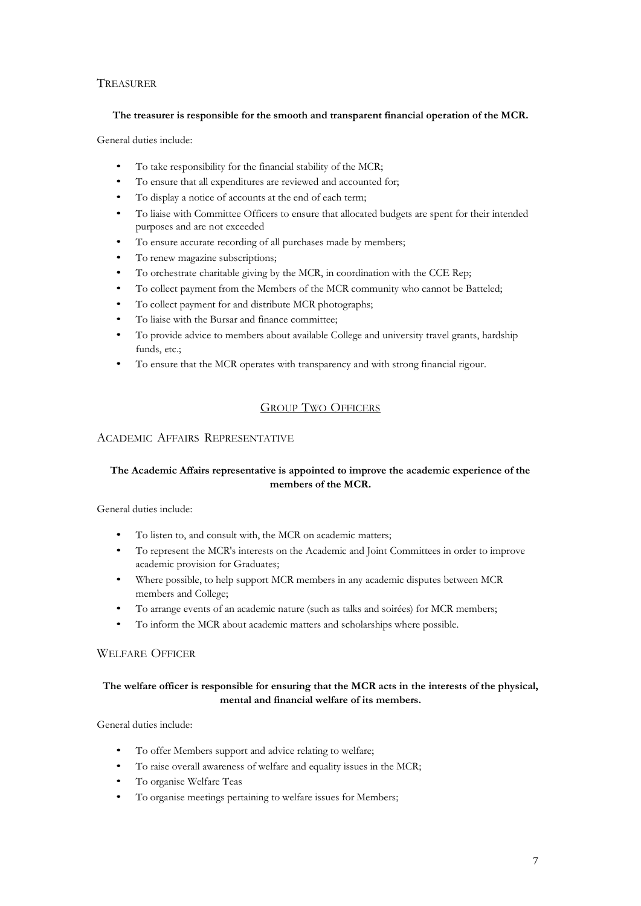### Treasurer

**The treasurer is responsible for the smooth and transparent financial operation of the MCR.**

General duties include:

- To take responsibility for the financial stability of the MCR;
- To ensure that all expenditures are reviewed and accounted for;
- To display a notice of accounts at the end of each term;
- To liaise with Committee Officers to ensure that allocated budgets are spent for their intended purposes and are not exceeded
- To ensure accurate recording of all purchases made by members;
- To renew magazine subscriptions;
- To orchestrate charitable giving by the MCR, in coordination with the CCE Rep;
- To collect payment from the Members of the MCR community who cannot be Batteled;
- To collect payment for and distribute MCR photographs;
- To liaise with the Bursar and finance committee;
- To provide advice to members about available College and university travel grants, hardship funds, etc.;
- To ensure that the MCR operates with transparency and with strong financial rigour.

## Group Two Officers

### Academic Affairs Representative

**The Academic Affairs representative is appointed to improve the academic experience of the members of the MCR.**

General duties include:

- To listen to, and consult with, the MCR on academic matters;
- To represent the MCR's interests on the Academic and Joint Committees in order to improve academic provision for Graduates;
- Where possible, to help support MCR members in any academic disputes between MCR members and College;
- To arrange events of an academic nature (such as talks and soirées) for MCR members;
- To inform the MCR about academic matters and scholarships where possible.

### Welfare Officer

**The welfare officer is responsible for ensuring that the MCR acts in the interests of the physical, mental and financial welfare of its members.**

General duties include:

- To offer Members support and advice relating to welfare;
- To raise overall awareness of welfare and equality issues in the MCR;
- To organise Welfare Teas
- To organise meetings pertaining to welfare issues for Members;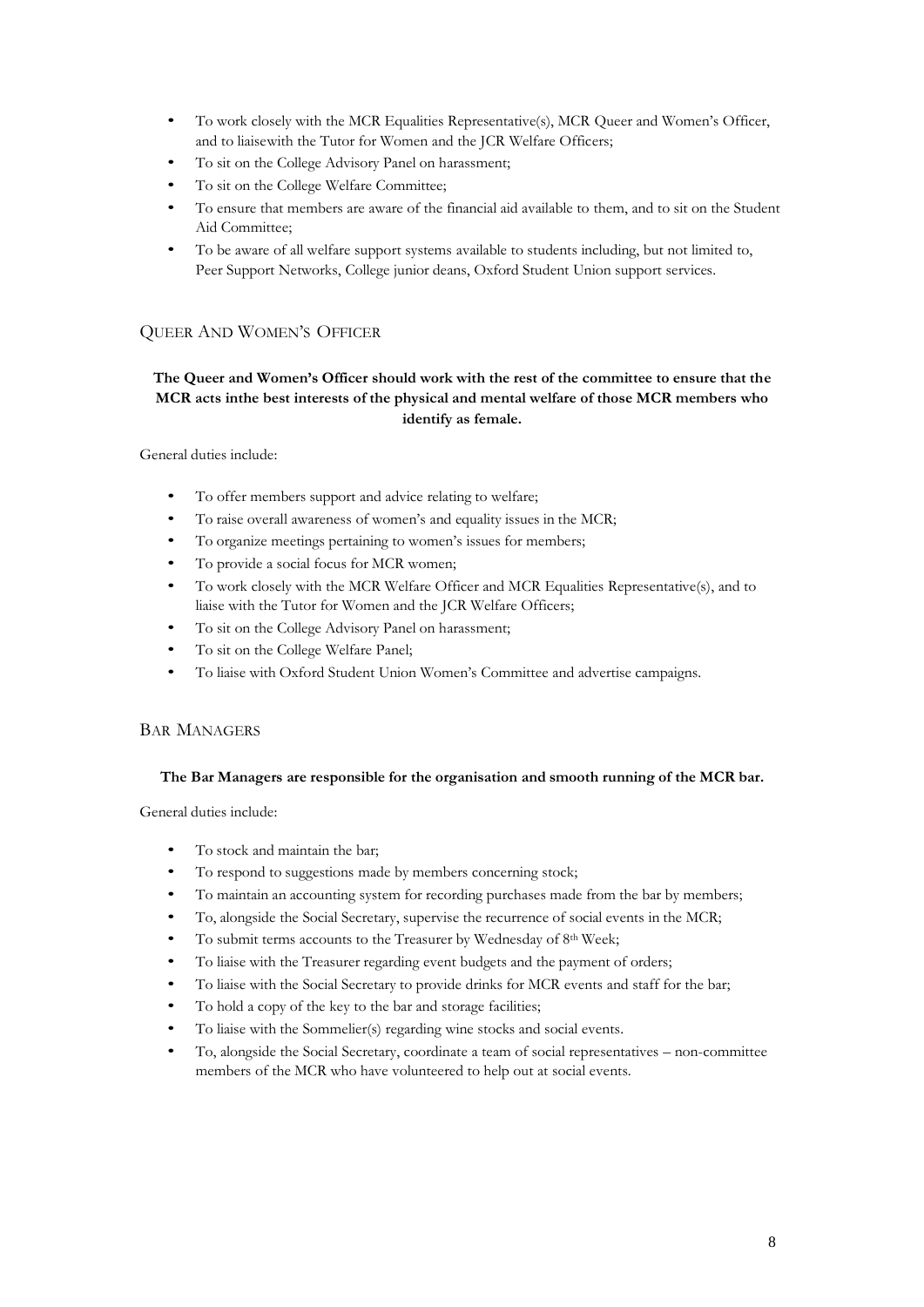- To work closely with the MCR Equalities Representative(s), MCR Queer and Women's Officer, and to liaisewith the Tutor for Women and the JCR Welfare Officers;
- To sit on the College Advisory Panel on harassment;
- To sit on the College Welfare Committee;
- To ensure that members are aware of the financial aid available to them, and to sit on the Student Aid Committee;
- To be aware of all welfare support systems available to students including, but not limited to, Peer Support Networks, College junior deans, Oxford Student Union support services.

## Queer And Women's Officer

**The Queer and Women's Officer should work with the rest of the committee to ensure that the MCR acts inthe best interests of the physical and mental welfare of those MCR members who identify as female.**

General duties include:

- To offer members support and advice relating to welfare;
- To raise overall awareness of women's and equality issues in the MCR;
- To organize meetings pertaining to women's issues for members;
- To provide a social focus for MCR women;
- To work closely with the MCR Welfare Officer and MCR Equalities Representative(s), and to liaise with the Tutor for Women and the JCR Welfare Officers;
- To sit on the College Advisory Panel on harassment;
- To sit on the College Welfare Panel;
- To liaise with Oxford Student Union Women's Committee and advertise campaigns.

## Bar Managers

**The Bar Managers are responsible for the organisation and smooth running of the MCR bar.**

General duties include:

- To stock and maintain the bar;
- To respond to suggestions made by members concerning stock;
- To maintain an accounting system for recording purchases made from the bar by members;
- To, alongside the Social Secretary, supervise the recurrence of social events in the MCR;
- To submit terms accounts to the Treasurer by Wednesday of 8th Week;
- To liaise with the Treasurer regarding event budgets and the payment of orders;
- To liaise with the Social Secretary to provide drinks for MCR events and staff for the bar;
- To hold a copy of the key to the bar and storage facilities;
- To liaise with the Sommelier(s) regarding wine stocks and social events.
- To, alongside the Social Secretary, coordinate a team of social representatives – non-committee members of the MCR who have volunteered to help out at social events.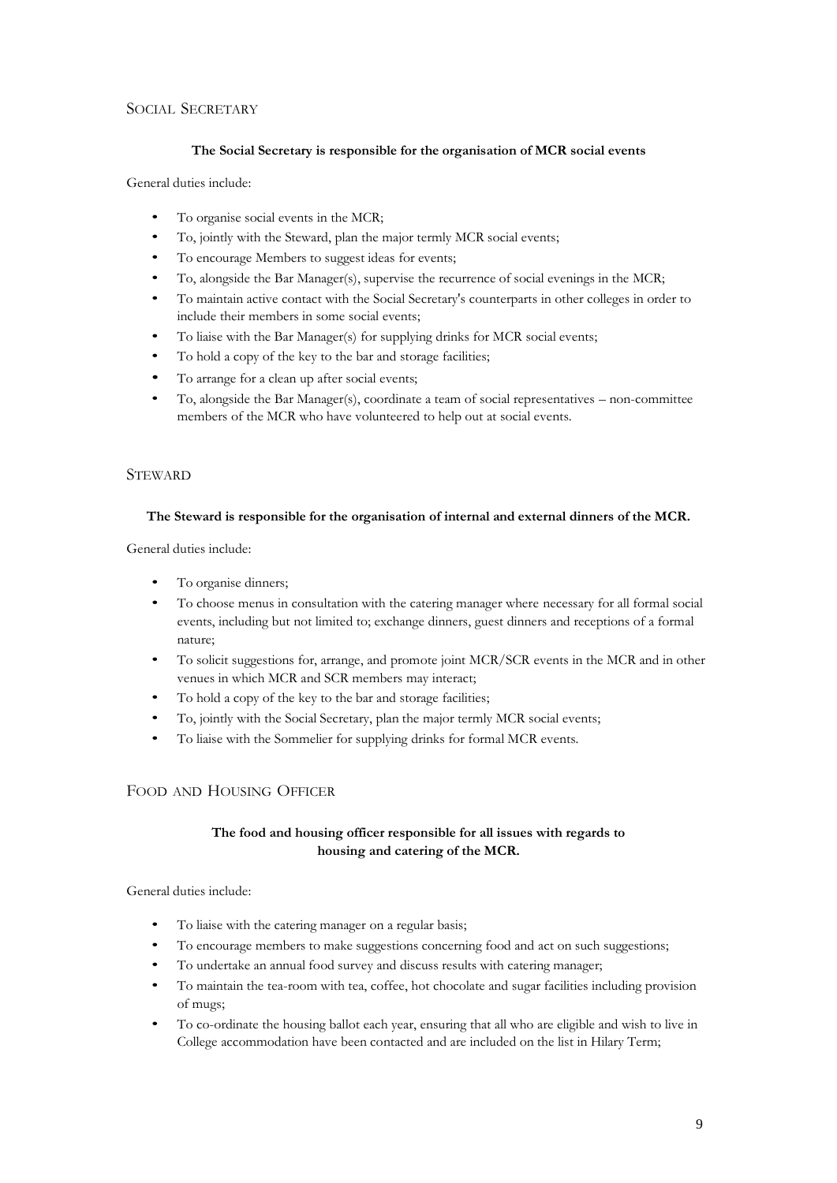## Social Secretary

**The Social Secretary is responsible for the organisation of MCR social events**

General duties include:

- To organise social events in the MCR;
- To, jointly with the Steward, plan the major termly MCR social events;
- To encourage Members to suggest ideas for events;
- To, alongside the Bar Manager(s), supervise the recurrence of social evenings in the MCR;
- To maintain active contact with the Social Secretary's counterparts in other colleges in order to include their members in some social events;
- To liaise with the Bar Manager(s) for supplying drinks for MCR social events;
- To hold a copy of the key to the bar and storage facilities;
- To arrange for a clean up after social events;
- To, alongside the Bar Manager(s), coordinate a team of social representatives – non-committee members of the MCR who have volunteered to help out at social events.

## Steward

**The Steward is responsible for the organisation of internal and external dinners of the MCR.**

General duties include:

- To organise dinners;
- To choose menus in consultation with the catering manager where necessary for all formal social events, including but not limited to; exchange dinners, guest dinners and receptions of a formal nature;
- To solicit suggestions for, arrange, and promote joint MCR/SCR events in the MCR and in other venues in which MCR and SCR members may interact;
- To hold a copy of the key to the bar and storage facilities;
- To, jointly with the Social Secretary, plan the major termly MCR social events;
- To liaise with the Sommelier for supplying drinks for formal MCR events.

## Food and Housing Officer

**The food and housing officer responsible for all issues with regards to housing and catering of the MCR.**

General duties include:

- To liaise with the catering manager on a regular basis;
- To encourage members to make suggestions concerning food and act on such suggestions;
- To undertake an annual food survey and discuss results with catering manager;
- To maintain the tea-room with tea, coffee, hot chocolate and sugar facilities including provision of mugs;
- To co-ordinate the housing ballot each year, ensuring that all who are eligible and wish to live in College accommodation have been contacted and are included on the list in Hilary Term;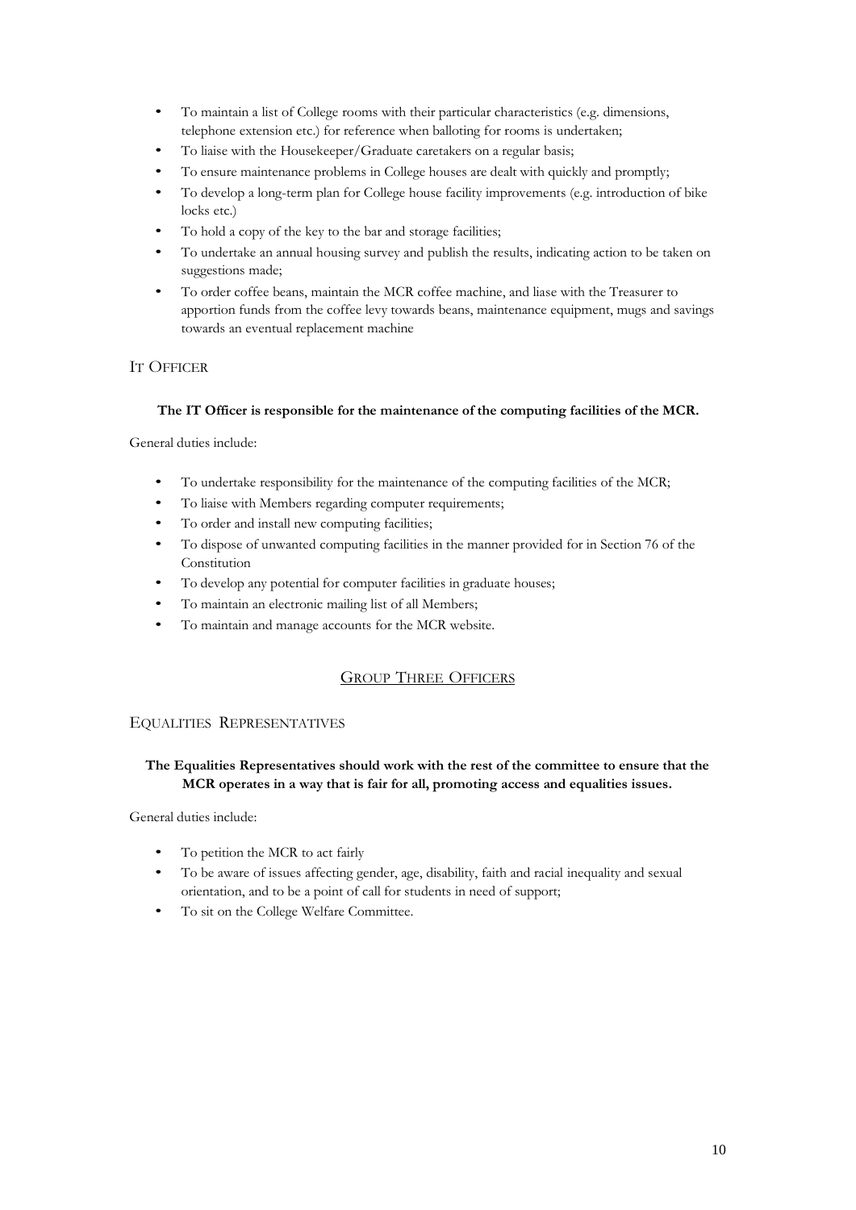- To maintain a list of College rooms with their particular characteristics (e.g. dimensions, telephone extension etc.) for reference when balloting for rooms is undertaken;
- To liaise with the Housekeeper/Graduate caretakers on a regular basis;
- To ensure maintenance problems in College houses are dealt with quickly and promptly;
- To develop a long-term plan for College house facility improvements (e.g. introduction of bike locks etc.)
- To hold a copy of the key to the bar and storage facilities;
- To undertake an annual housing survey and publish the results, indicating action to be taken on suggestions made;
- To order coffee beans, maintain the MCR coffee machine, and liase with the Treasurer to apportion funds from the coffee levy towards beans, maintenance equipment, mugs and savings towards an eventual replacement machine

### IT Officer

**The IT Officer is responsible for the maintenance of the computing facilities of the MCR.**

General duties include:

- To undertake responsibility for the maintenance of the computing facilities of the MCR;
- To liaise with Members regarding computer requirements;
- To order and install new computing facilities;
- To dispose of unwanted computing facilities in the manner provided for in Section 76 of the Constitution
- To develop any potential for computer facilities in graduate houses;
- To maintain an electronic mailing list of all Members;
- To maintain and manage accounts for the MCR website.

## Group Three Officers

### Equalities Representatives

**The Equalities Representatives should work with the rest of the committee to ensure that the MCR operates in a way that is fair for all, promoting access and equalities issues.**

General duties include:

- To petition the MCR to act fairly
- To be aware of issues affecting gender, age, disability, faith and racial inequality and sexual orientation, and to be a point of call for students in need of support;
- To sit on the College Welfare Committee.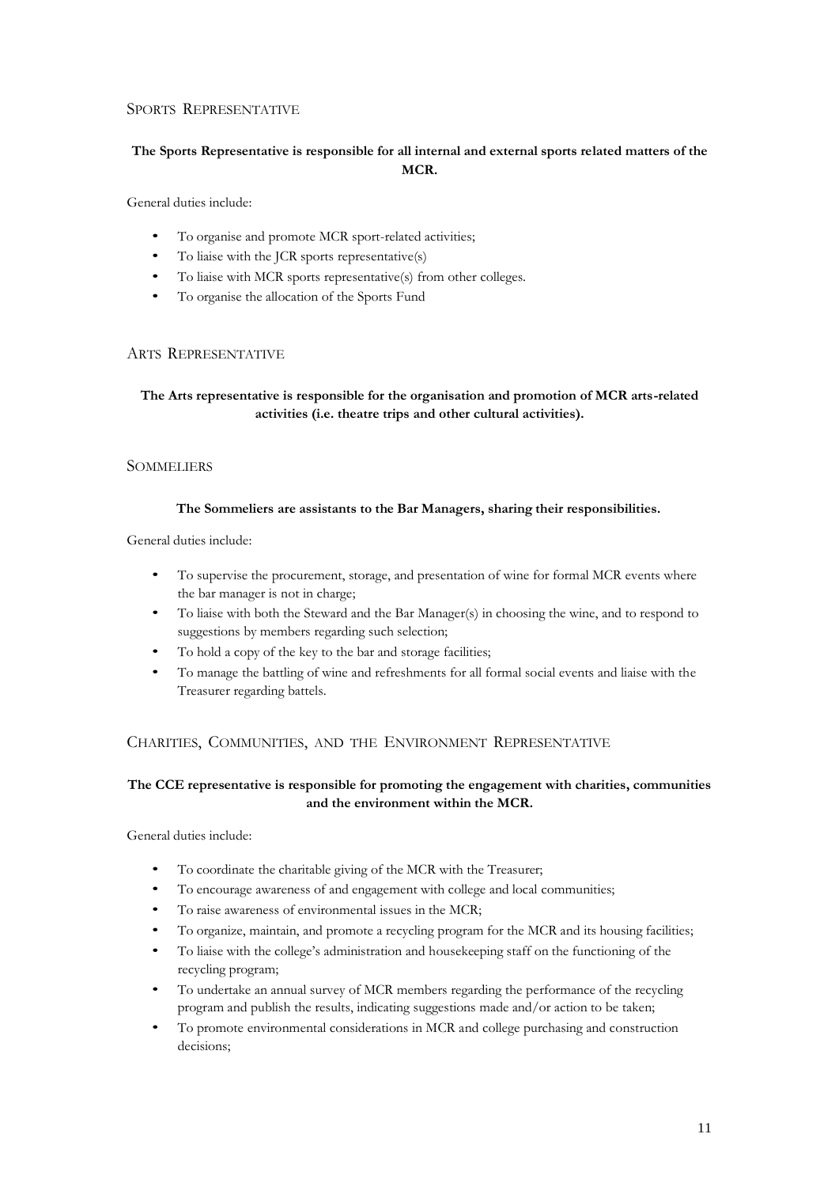## Sports Representative

**The Sports Representative is responsible for all internal and external sports related matters of the MCR.**

General duties include:

- To organise and promote MCR sport-related activities;
- To liaise with the JCR sports representative(s)
- To liaise with MCR sports representative(s) from other colleges.
- To organise the allocation of the Sports Fund

## Arts Representative

**The Arts representative is responsible for the organisation and promotion of MCR arts-related activities (i.e. theatre trips and other cultural activities).**

## Sommeliers

**The Sommeliers are assistants to the Bar Managers, sharing their responsibilities.**

General duties include:

- To supervise the procurement, storage, and presentation of wine for formal MCR events where the bar manager is not in charge;
- To liaise with both the Steward and the Bar Manager(s) in choosing the wine, and to respond to suggestions by members regarding such selection;
- To hold a copy of the key to the bar and storage facilities;
- To manage the battling of wine and refreshments for all formal social events and liaise with the Treasurer regarding battels.

## Charities, Communities, and the Environment Representative

**The CCE representative is responsible for promoting the engagement with charities, communities and the environment within the MCR.**

General duties include:

- To coordinate the charitable giving of the MCR with the Treasurer;
- To encourage awareness of and engagement with college and local communities;
- To raise awareness of environmental issues in the MCR;
- To organize, maintain, and promote a recycling program for the MCR and its housing facilities;
- To liaise with the college's administration and housekeeping staff on the functioning of the recycling program;
- To undertake an annual survey of MCR members regarding the performance of the recycling program and publish the results, indicating suggestions made and/or action to be taken;
- To promote environmental considerations in MCR and college purchasing and construction decisions;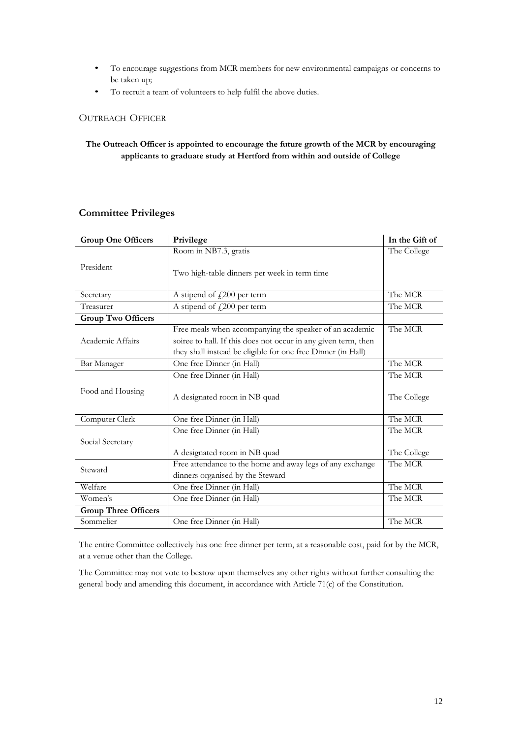- To encourage suggestions from MCR members for new environmental campaigns or concerns to be taken up;
- To recruit a team of volunteers to help fulfil the above duties.

### Outreach Officer

**The Outreach Officer is appointed to encourage the future growth of the MCR by encouraging applicants to graduate study at Hertford from within and outside of College**

## Committee Privileges

| Group One Officers | Privilege | In the Gift of |
|---|---|---|
| President | Room in NB7.3, gratis<br><br>Two high-table dinners per week in term time | The College |
| Secretary | A stipend of £200 per term | The MCR |
| Treasurer | A stipend of £200 per term | The MCR |
| **Group Two Officers** | | |
| Academic Affairs | Free meals when accompanying the speaker of an academic soiree to hall. If this does not occur in any given term, then they shall instead be eligible for one free Dinner (in Hall) | The MCR |
| Bar Manager | One free Dinner (in Hall) | The MCR |
| Food and Housing | One free Dinner (in Hall)<br><br>A designated room in NB quad | The MCR<br><br>The College |
| Computer Clerk | One free Dinner (in Hall) | The MCR |
| Social Secretary | One free Dinner (in Hall)<br><br>A designated room in NB quad | The MCR<br><br>The College |
| Steward | Free attendance to the home and away legs of any exchange dinners organised by the Steward | The MCR |
| Welfare | One free Dinner (in Hall) | The MCR |
| Women's | One free Dinner (in Hall) | The MCR |
| **Group Three Officers** | | |
| Sommelier | One free Dinner (in Hall) | The MCR |

The entire Committee collectively has one free dinner per term, at a reasonable cost, paid for by the MCR, at a venue other than the College.

The Committee may not vote to bestow upon themselves any other rights without further consulting the general body and amending this document, in accordance with Article 71(c) of the Constitution.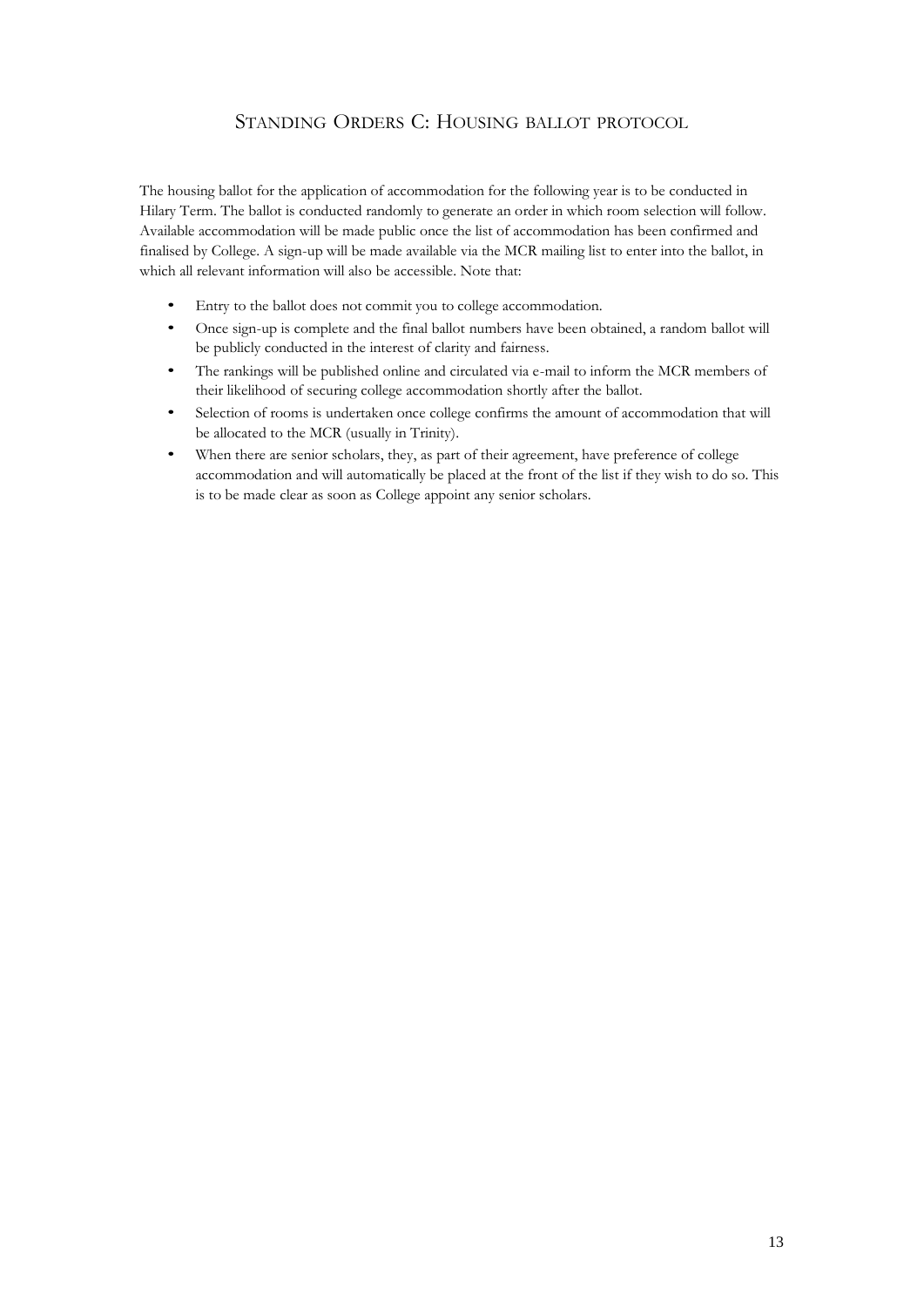## STANDING ORDERS C: HOUSING BALLOT PROTOCOL

The housing ballot for the application of accommodation for the following year is to be conducted in Hilary Term. The ballot is conducted randomly to generate an order in which room selection will follow. Available accommodation will be made public once the list of accommodation has been confirmed and finalised by College. A sign-up will be made available via the MCR mailing list to enter into the ballot, in which all relevant information will also be accessible. Note that:

- Entry to the ballot does not commit you to college accommodation.
- Once sign-up is complete and the final ballot numbers have been obtained, a random ballot will be publicly conducted in the interest of clarity and fairness.
- The rankings will be published online and circulated via e-mail to inform the MCR members of their likelihood of securing college accommodation shortly after the ballot.
- Selection of rooms is undertaken once college confirms the amount of accommodation that will be allocated to the MCR (usually in Trinity).
- When there are senior scholars, they, as part of their agreement, have preference of college accommodation and will automatically be placed at the front of the list if they wish to do so. This is to be made clear as soon as College appoint any senior scholars.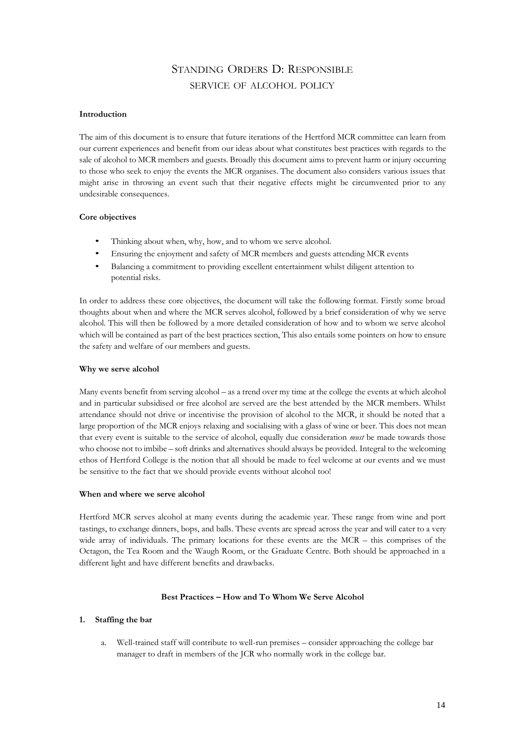# Standing Orders D: Responsible service of alcohol policy

**Introduction**

The aim of this document is to ensure that future iterations of the Hertford MCR committee can learn from our current experiences and benefit from our ideas about what constitutes best practices with regards to the sale of alcohol to MCR members and guests. Broadly this document aims to prevent harm or injury occurring to those who seek to enjoy the events the MCR organises. The document also considers various issues that might arise in throwing an event such that their negative effects might be circumvented prior to any undesirable consequences.

**Core objectives**

- Thinking about when, why, how, and to whom we serve alcohol.
- Ensuring the enjoyment and safety of MCR members and guests attending MCR events
- Balancing a commitment to providing excellent entertainment whilst diligent attention to potential risks.

In order to address these core objectives, the document will take the following format. Firstly some broad thoughts about when and where the MCR serves alcohol, followed by a brief consideration of why we serve alcohol. This will then be followed by a more detailed consideration of how and to whom we serve alcohol which will be contained as part of the best practices section, This also entails some pointers on how to ensure the safety and welfare of our members and guests.

**Why we serve alcohol**

Many events benefit from serving alcohol – as a trend over my time at the college the events at which alcohol and in particular subsidised or free alcohol are served are the best attended by the MCR members. Whilst attendance should not drive or incentivise the provision of alcohol to the MCR, it should be noted that a large proportion of the MCR enjoys relaxing and socialising with a glass of wine or beer. This does not mean that every event is suitable to the service of alcohol, equally due consideration *must* be made towards those who choose not to imbibe – soft drinks and alternatives should always be provided. Integral to the welcoming ethos of Hertford College is the notion that all should be made to feel welcome at our events and we must be sensitive to the fact that we should provide events without alcohol too!

**When and where we serve alcohol**

Hertford MCR serves alcohol at many events during the academic year. These range from wine and port tastings, to exchange dinners, bops, and balls. These events are spread across the year and will cater to a very wide array of individuals. The primary locations for these events are the MCR – this comprises of the Octagon, the Tea Room and the Waugh Room, or the Graduate Centre. Both should be approached in a different light and have different benefits and drawbacks.

**Best Practices – How and To Whom We Serve Alcohol**

**1. Staffing the bar**

a. Well-trained staff will contribute to well-run premises – consider approaching the college bar manager to draft in members of the JCR who normally work in the college bar.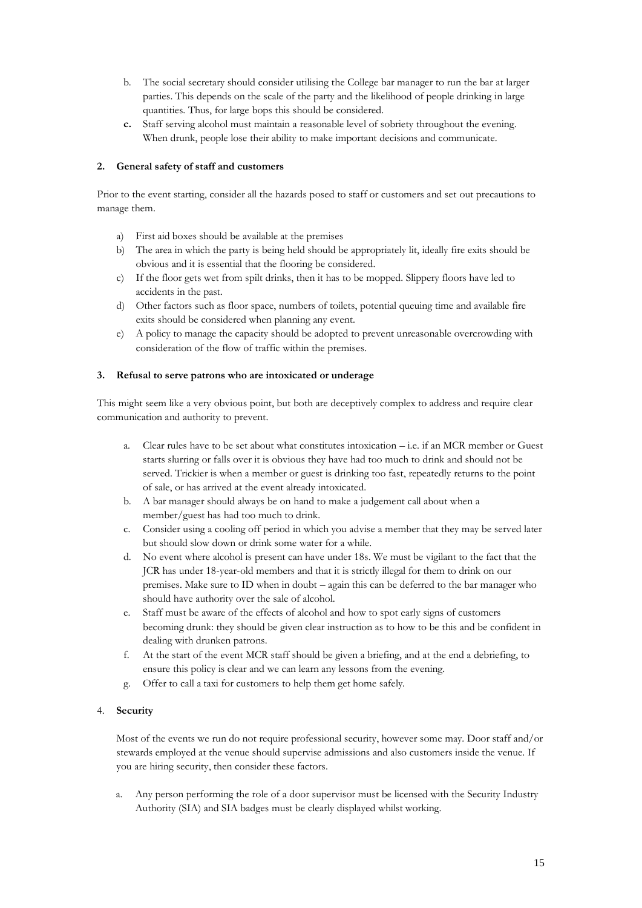b. The social secretary should consider utilising the College bar manager to run the bar at larger parties. This depends on the scale of the party and the likelihood of people drinking in large quantities. Thus, for large bops this should be considered.

**c.** Staff serving alcohol must maintain a reasonable level of sobriety throughout the evening. When drunk, people lose their ability to make important decisions and communicate.

**2. General safety of staff and customers**

Prior to the event starting, consider all the hazards posed to staff or customers and set out precautions to manage them.

a) First aid boxes should be available at the premises

b) The area in which the party is being held should be appropriately lit, ideally fire exits should be obvious and it is essential that the flooring be considered.

c) If the floor gets wet from spilt drinks, then it has to be mopped. Slippery floors have led to accidents in the past.

d) Other factors such as floor space, numbers of toilets, potential queuing time and available fire exits should be considered when planning any event.

e) A policy to manage the capacity should be adopted to prevent unreasonable overcrowding with consideration of the flow of traffic within the premises.

**3. Refusal to serve patrons who are intoxicated or underage**

This might seem like a very obvious point, but both are deceptively complex to address and require clear communication and authority to prevent.

a. Clear rules have to be set about what constitutes intoxication – i.e. if an MCR member or Guest starts slurring or falls over it is obvious they have had too much to drink and should not be served. Trickier is when a member or guest is drinking too fast, repeatedly returns to the point of sale, or has arrived at the event already intoxicated.

b. A bar manager should always be on hand to make a judgement call about when a member/guest has had too much to drink.

c. Consider using a cooling off period in which you advise a member that they may be served later but should slow down or drink some water for a while.

d. No event where alcohol is present can have under 18s. We must be vigilant to the fact that the JCR has under 18-year-old members and that it is strictly illegal for them to drink on our premises. Make sure to ID when in doubt – again this can be deferred to the bar manager who should have authority over the sale of alcohol.

e. Staff must be aware of the effects of alcohol and how to spot early signs of customers becoming drunk: they should be given clear instruction as to how to be this and be confident in dealing with drunken patrons.

f. At the start of the event MCR staff should be given a briefing, and at the end a debriefing, to ensure this policy is clear and we can learn any lessons from the evening.

g. Offer to call a taxi for customers to help them get home safely.

4. **Security**

Most of the events we run do not require professional security, however some may. Door staff and/or stewards employed at the venue should supervise admissions and also customers inside the venue. If you are hiring security, then consider these factors.

a. Any person performing the role of a door supervisor must be licensed with the Security Industry Authority (SIA) and SIA badges must be clearly displayed whilst working.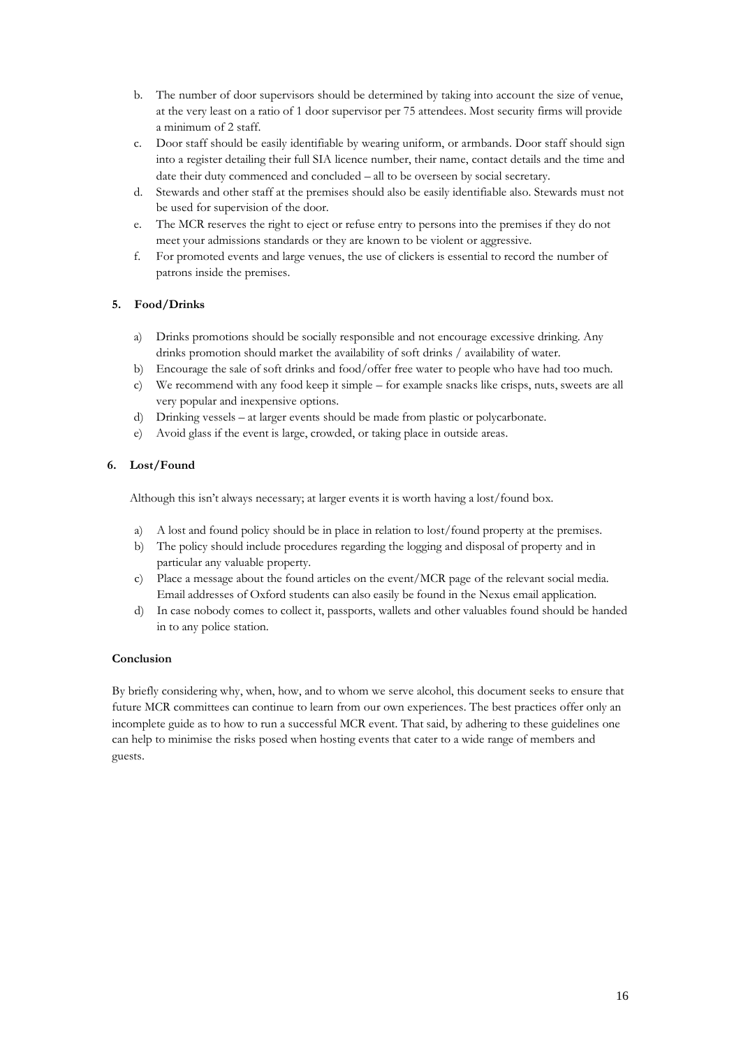b. The number of door supervisors should be determined by taking into account the size of venue, at the very least on a ratio of 1 door supervisor per 75 attendees. Most security firms will provide a minimum of 2 staff.
c. Door staff should be easily identifiable by wearing uniform, or armbands. Door staff should sign into a register detailing their full SIA licence number, their name, contact details and the time and date their duty commenced and concluded – all to be overseen by social secretary.
d. Stewards and other staff at the premises should also be easily identifiable also. Stewards must not be used for supervision of the door.
e. The MCR reserves the right to eject or refuse entry to persons into the premises if they do not meet your admissions standards or they are known to be violent or aggressive.
f. For promoted events and large venues, the use of clickers is essential to record the number of patrons inside the premises.

### 5. Food/Drinks

a) Drinks promotions should be socially responsible and not encourage excessive drinking. Any drinks promotion should market the availability of soft drinks / availability of water.
b) Encourage the sale of soft drinks and food/offer free water to people who have had too much.
c) We recommend with any food keep it simple – for example snacks like crisps, nuts, sweets are all very popular and inexpensive options.
d) Drinking vessels – at larger events should be made from plastic or polycarbonate.
e) Avoid glass if the event is large, crowded, or taking place in outside areas.

### 6. Lost/Found

Although this isn't always necessary; at larger events it is worth having a lost/found box.

a) A lost and found policy should be in place in relation to lost/found property at the premises.
b) The policy should include procedures regarding the logging and disposal of property and in particular any valuable property.
c) Place a message about the found articles on the event/MCR page of the relevant social media. Email addresses of Oxford students can also easily be found in the Nexus email application.
d) In case nobody comes to collect it, passports, wallets and other valuables found should be handed in to any police station.

### Conclusion

By briefly considering why, when, how, and to whom we serve alcohol, this document seeks to ensure that future MCR committees can continue to learn from our own experiences. The best practices offer only an incomplete guide as to how to run a successful MCR event. That said, by adhering to these guidelines one can help to minimise the risks posed when hosting events that cater to a wide range of members and guests.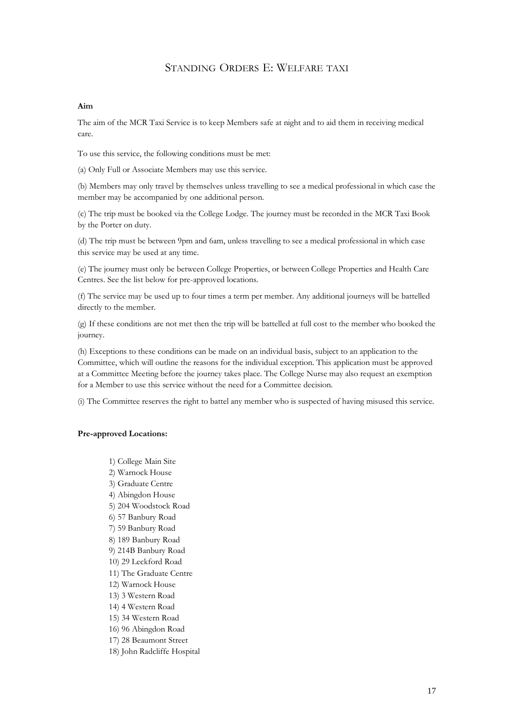# Standing Orders E: Welfare taxi

**Aim**

The aim of the MCR Taxi Service is to keep Members safe at night and to aid them in receiving medical care.

To use this service, the following conditions must be met:

(a) Only Full or Associate Members may use this service.

(b) Members may only travel by themselves unless travelling to see a medical professional in which case the member may be accompanied by one additional person.

(c) The trip must be booked via the College Lodge. The journey must be recorded in the MCR Taxi Book by the Porter on duty.

(d) The trip must be between 9pm and 6am, unless travelling to see a medical professional in which case this service may be used at any time.

(e) The journey must only be between College Properties, or between College Properties and Health Care Centres. See the list below for pre-approved locations.

(f) The service may be used up to four times a term per member. Any additional journeys will be battelled directly to the member.

(g) If these conditions are not met then the trip will be battelled at full cost to the member who booked the journey.

(h) Exceptions to these conditions can be made on an individual basis, subject to an application to the Committee, which will outline the reasons for the individual exception. This application must be approved at a Committee Meeting before the journey takes place. The College Nurse may also request an exemption for a Member to use this service without the need for a Committee decision.

(i) The Committee reserves the right to battel any member who is suspected of having misused this service.

**Pre-approved Locations:**

1) College Main Site
2) Warnock House
3) Graduate Centre
4) Abingdon House
5) 204 Woodstock Road
6) 57 Banbury Road
7) 59 Banbury Road
8) 189 Banbury Road
9) 214B Banbury Road
10) 29 Leckford Road
11) The Graduate Centre
12) Warnock House
13) 3 Western Road
14) 4 Western Road
15) 34 Western Road
16) 96 Abingdon Road
17) 28 Beaumont Street
18) John Radcliffe Hospital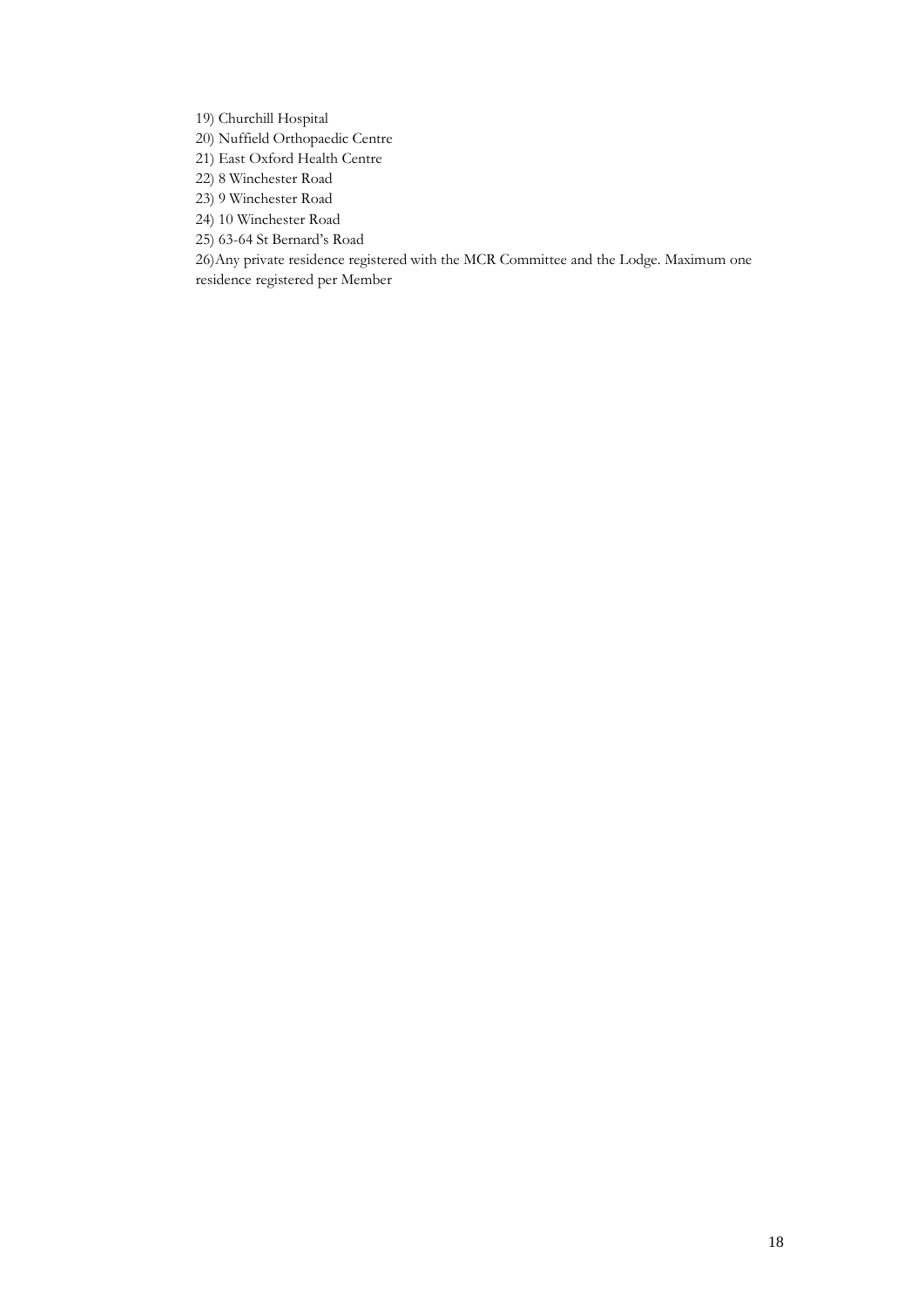19) Churchill Hospital

20) Nuffield Orthopaedic Centre

21) East Oxford Health Centre

22) 8 Winchester Road

23) 9 Winchester Road

24) 10 Winchester Road

25) 63-64 St Bernard's Road

26)Any private residence registered with the MCR Committee and the Lodge. Maximum one residence registered per Member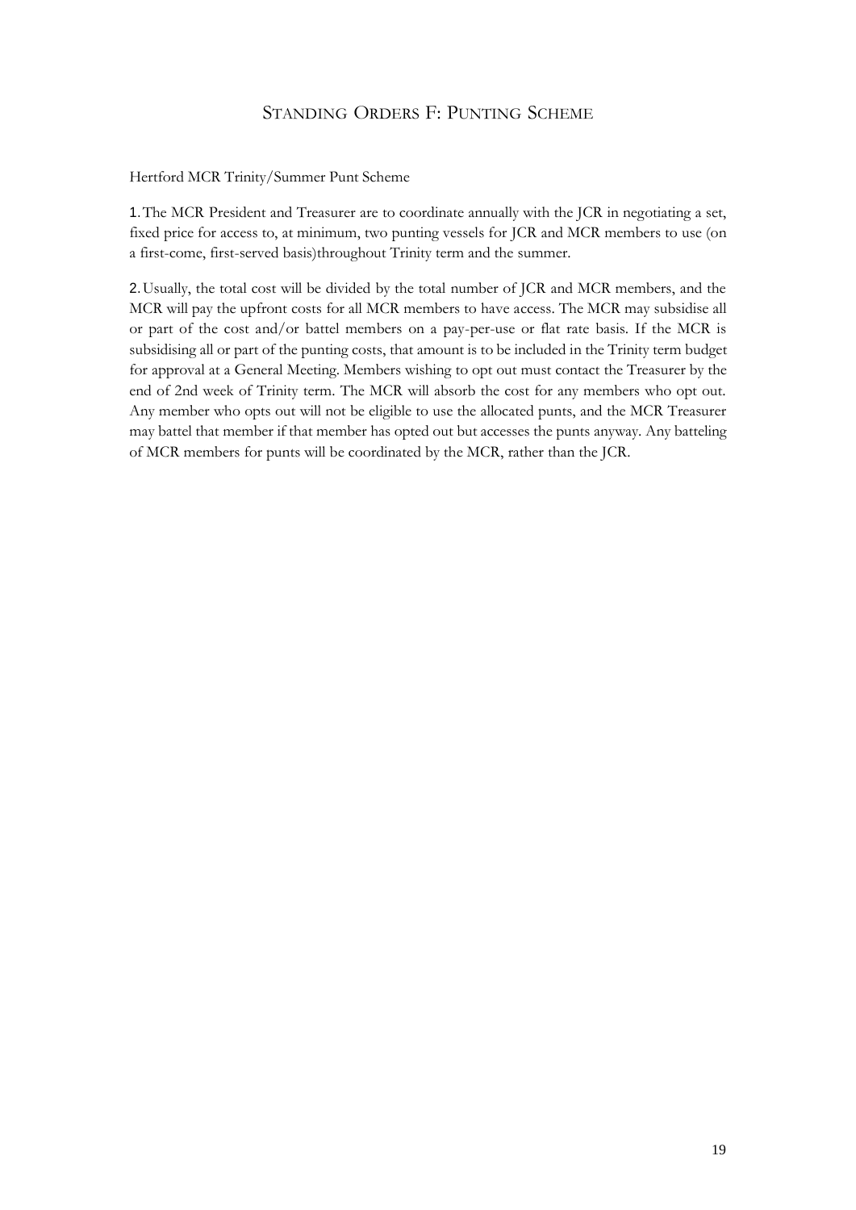## STANDING ORDERS F: PUNTING SCHEME

Hertford MCR Trinity/Summer Punt Scheme

1. The MCR President and Treasurer are to coordinate annually with the JCR in negotiating a set, fixed price for access to, at minimum, two punting vessels for JCR and MCR members to use (on a first-come, first-served basis)throughout Trinity term and the summer.

2. Usually, the total cost will be divided by the total number of JCR and MCR members, and the MCR will pay the upfront costs for all MCR members to have access. The MCR may subsidise all or part of the cost and/or battel members on a pay-per-use or flat rate basis. If the MCR is subsidising all or part of the punting costs, that amount is to be included in the Trinity term budget for approval at a General Meeting. Members wishing to opt out must contact the Treasurer by the end of 2nd week of Trinity term. The MCR will absorb the cost for any members who opt out. Any member who opts out will not be eligible to use the allocated punts, and the MCR Treasurer may battel that member if that member has opted out but accesses the punts anyway. Any batteling of MCR members for punts will be coordinated by the MCR, rather than the JCR.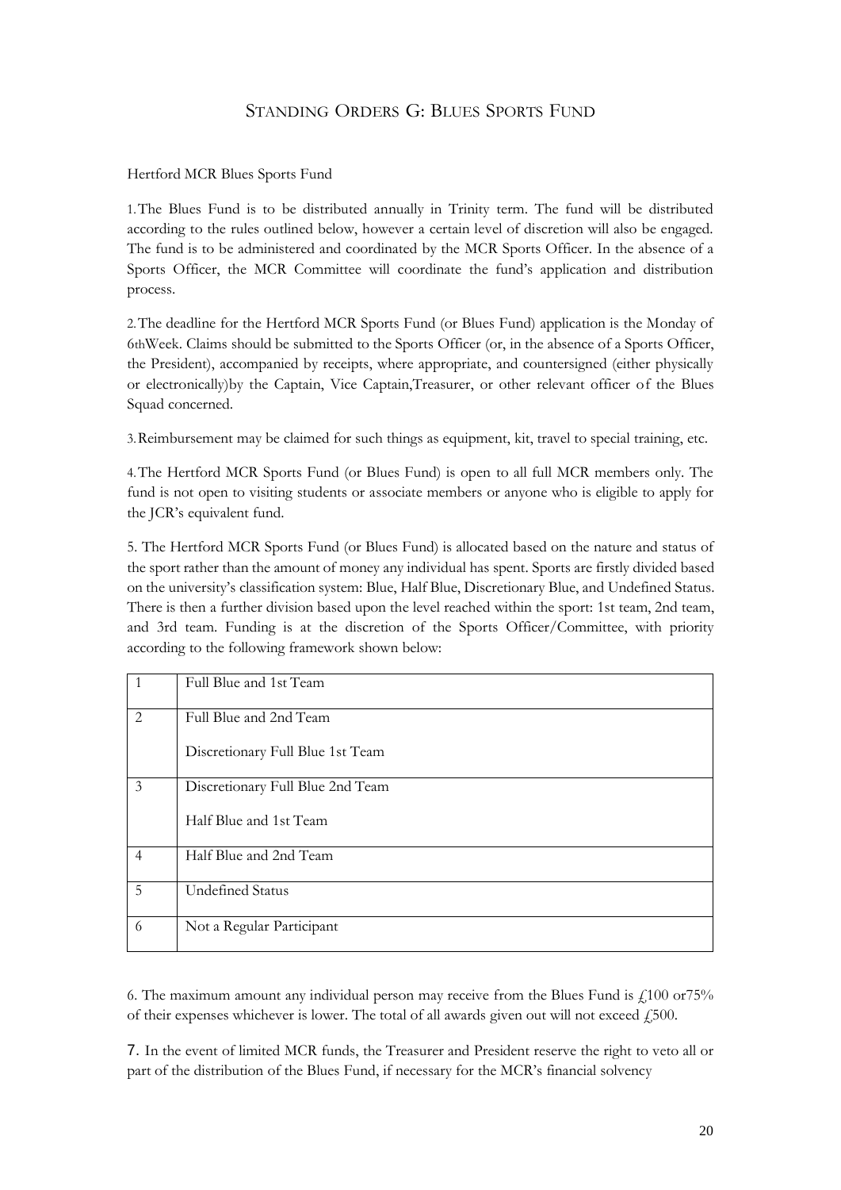# Standing Orders G: Blues Sports Fund

Hertford MCR Blues Sports Fund

1. The Blues Fund is to be distributed annually in Trinity term. The fund will be distributed according to the rules outlined below, however a certain level of discretion will also be engaged. The fund is to be administered and coordinated by the MCR Sports Officer. In the absence of a Sports Officer, the MCR Committee will coordinate the fund's application and distribution process.

2. The deadline for the Hertford MCR Sports Fund (or Blues Fund) application is the Monday of 6thWeek. Claims should be submitted to the Sports Officer (or, in the absence of a Sports Officer, the President), accompanied by receipts, where appropriate, and countersigned (either physically or electronically)by the Captain, Vice Captain,Treasurer, or other relevant officer of the Blues Squad concerned.

3. Reimbursement may be claimed for such things as equipment, kit, travel to special training, etc.

4. The Hertford MCR Sports Fund (or Blues Fund) is open to all full MCR members only. The fund is not open to visiting students or associate members or anyone who is eligible to apply for the JCR's equivalent fund.

5. The Hertford MCR Sports Fund (or Blues Fund) is allocated based on the nature and status of the sport rather than the amount of money any individual has spent. Sports are firstly divided based on the university's classification system: Blue, Half Blue, Discretionary Blue, and Undefined Status. There is then a further division based upon the level reached within the sport: 1st team, 2nd team, and 3rd team. Funding is at the discretion of the Sports Officer/Committee, with priority according to the following framework shown below:

| | |
|---|---|
| 1 | Full Blue and 1st Team |
| 2 | Full Blue and 2nd Team<br>Discretionary Full Blue 1st Team |
| 3 | Discretionary Full Blue 2nd Team<br>Half Blue and 1st Team |
| 4 | Half Blue and 2nd Team |
| 5 | Undefined Status |
| 6 | Not a Regular Participant |

6. The maximum amount any individual person may receive from the Blues Fund is £100 or75% of their expenses whichever is lower. The total of all awards given out will not exceed £500.

7. In the event of limited MCR funds, the Treasurer and President reserve the right to veto all or part of the distribution of the Blues Fund, if necessary for the MCR's financial solvency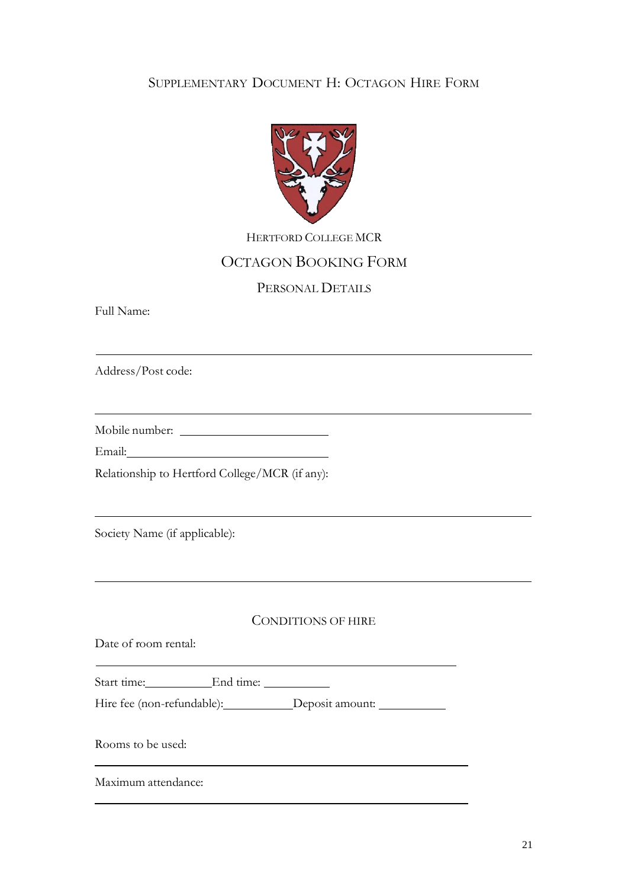# Supplementary Document H: Octagon Hire Form

Hertford College MCR

## Octagon Booking Form

### Personal Details

Full Name:

______________________________________________________________________

Address/Post code:

______________________________________________________________________

Mobile number: ______________________

Email: ______________________________

Relationship to Hertford College/MCR (if any):

______________________________________________________________________

Society Name (if applicable):

______________________________________________________________________

### Conditions of Hire

Date of room rental:

______________________________________________________________

Start time: __________ End time: __________

Hire fee (non-refundable): __________ Deposit amount: __________

Rooms to be used:

______________________________________________________________

Maximum attendance:

______________________________________________________________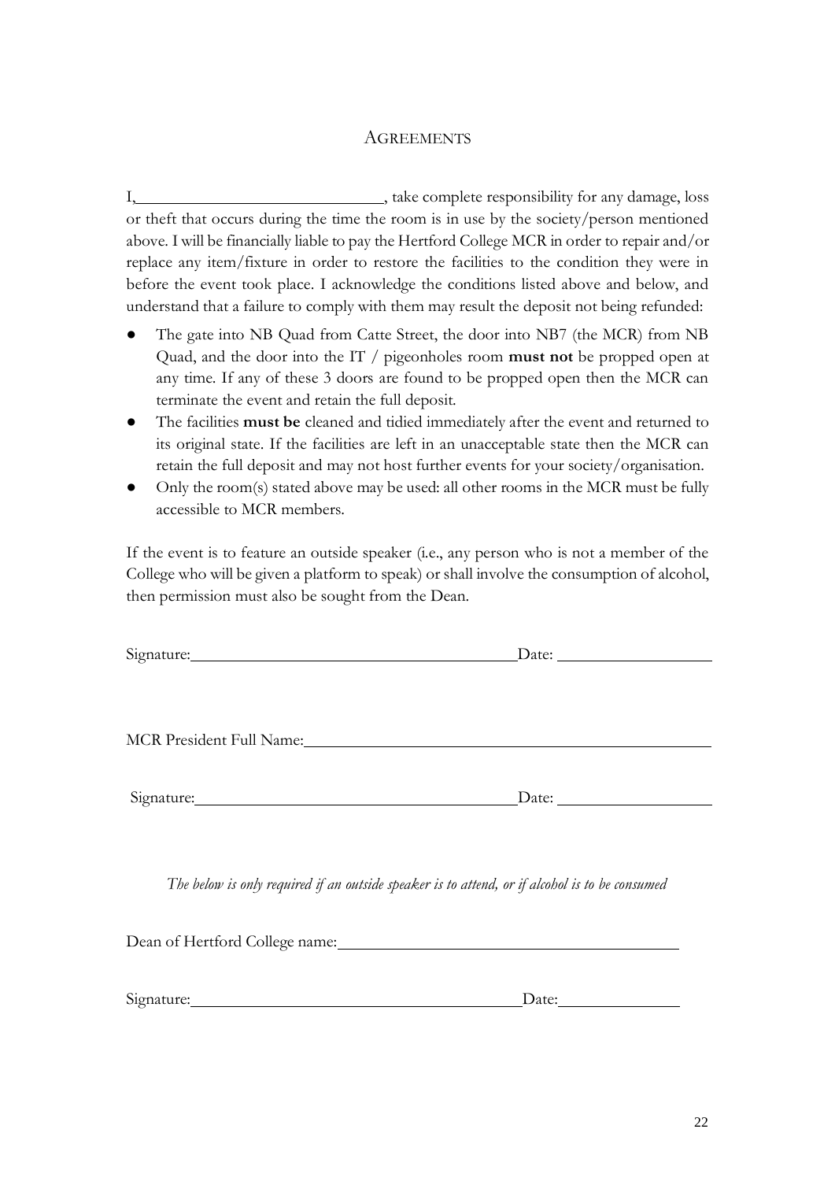## Agreements

I,\_\_\_\_\_\_\_\_\_\_\_\_\_\_\_\_\_\_\_\_\_\_\_\_\_\_\_\_\_\_, take complete responsibility for any damage, loss or theft that occurs during the time the room is in use by the society/person mentioned above. I will be financially liable to pay the Hertford College MCR in order to repair and/or replace any item/fixture in order to restore the facilities to the condition they were in before the event took place. I acknowledge the conditions listed above and below, and understand that a failure to comply with them may result the deposit not being refunded:

- The gate into NB Quad from Catte Street, the door into NB7 (the MCR) from NB Quad, and the door into the IT / pigeonholes room **must not** be propped open at any time. If any of these 3 doors are found to be propped open then the MCR can terminate the event and retain the full deposit.
- The facilities **must be** cleaned and tidied immediately after the event and returned to its original state. If the facilities are left in an unacceptable state then the MCR can retain the full deposit and may not host further events for your society/organisation.
- Only the room(s) stated above may be used: all other rooms in the MCR must be fully accessible to MCR members.

If the event is to feature an outside speaker (i.e., any person who is not a member of the College who will be given a platform to speak) or shall involve the consumption of alcohol, then permission must also be sought from the Dean.

Signature:\_\_\_\_\_\_\_\_\_\_\_\_\_\_\_\_\_\_\_\_\_\_\_\_\_\_\_\_\_\_\_\_\_\_\_\_\_\_\_\_Date: \_\_\_\_\_\_\_\_\_\_\_\_\_\_\_\_\_\_\_

MCR President Full Name:\_\_\_\_\_\_\_\_\_\_\_\_\_\_\_\_\_\_\_\_\_\_\_\_\_\_\_\_\_\_\_\_\_\_\_\_\_\_\_\_\_\_\_\_\_\_\_\_\_\_\_

Signature:\_\_\_\_\_\_\_\_\_\_\_\_\_\_\_\_\_\_\_\_\_\_\_\_\_\_\_\_\_\_\_\_\_\_\_\_\_\_\_\_Date: \_\_\_\_\_\_\_\_\_\_\_\_\_\_\_\_\_\_\_

*The below is only required if an outside speaker is to attend, or if alcohol is to be consumed*

Dean of Hertford College name:\_\_\_\_\_\_\_\_\_\_\_\_\_\_\_\_\_\_\_\_\_\_\_\_\_\_\_\_\_\_\_\_\_\_\_\_\_\_\_\_\_\_\_

Signature:\_\_\_\_\_\_\_\_\_\_\_\_\_\_\_\_\_\_\_\_\_\_\_\_\_\_\_\_\_\_\_\_\_\_\_\_\_\_\_\_\_Date:\_\_\_\_\_\_\_\_\_\_\_\_\_\_\_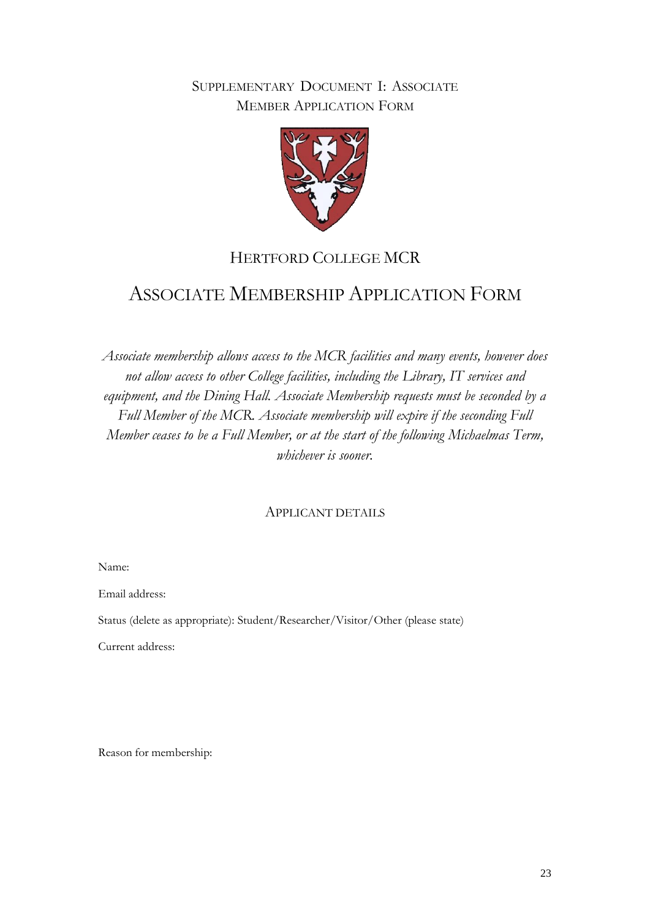# Supplementary Document I: Associate Member Application Form

## Hertford College MCR

# Associate Membership Application Form

*Associate membership allows access to the MCR facilities and many events, however does not allow access to other College facilities, including the Library, IT services and equipment, and the Dining Hall. Associate Membership requests must be seconded by a Full Member of the MCR. Associate membership will expire if the seconding Full Member ceases to be a Full Member, or at the start of the following Michaelmas Term, whichever is sooner.*

### Applicant details

Name:

Email address:

Status (delete as appropriate): Student/Researcher/Visitor/Other (please state)

Current address:

Reason for membership: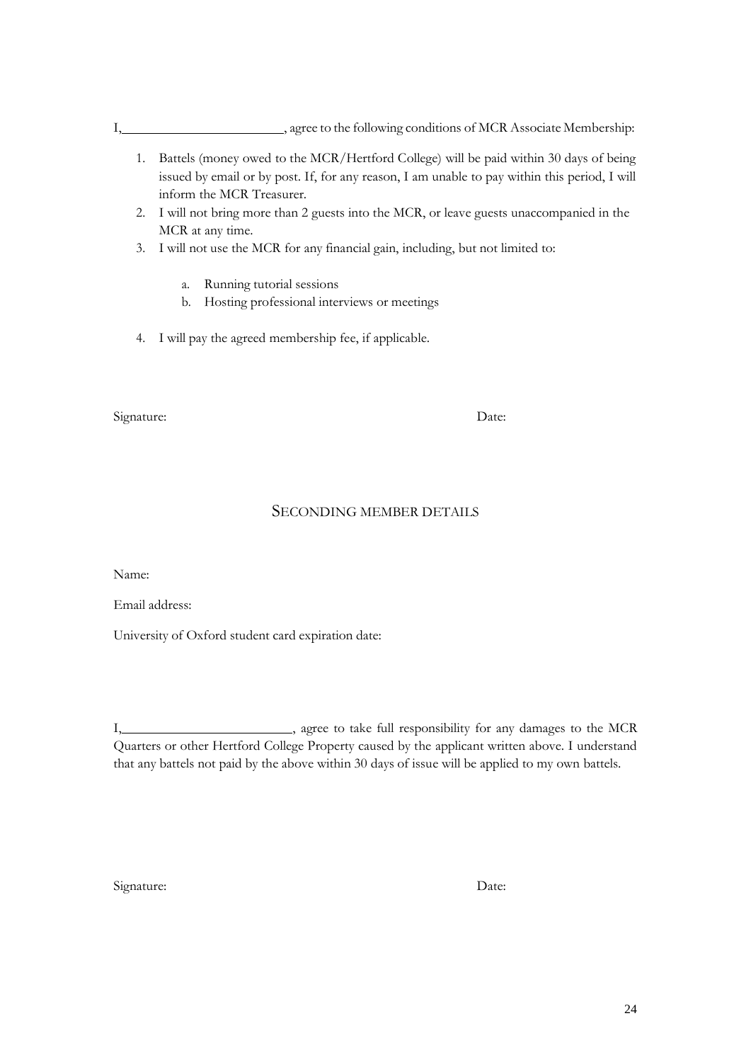I,\_\_\_\_\_\_\_\_\_\_\_\_\_\_\_\_\_\_\_\_\_\_\_\_, agree to the following conditions of MCR Associate Membership:

1. Battels (money owed to the MCR/Hertford College) will be paid within 30 days of being issued by email or by post. If, for any reason, I am unable to pay within this period, I will inform the MCR Treasurer.
2. I will not bring more than 2 guests into the MCR, or leave guests unaccompanied in the MCR at any time.
3. I will not use the MCR for any financial gain, including, but not limited to:

    a. Running tutorial sessions
    b. Hosting professional interviews or meetings

4. I will pay the agreed membership fee, if applicable.

Signature: Date:

## Seconding Member Details

Name:

Email address:

University of Oxford student card expiration date:

I,\_\_\_\_\_\_\_\_\_\_\_\_\_\_\_\_\_\_\_\_\_\_\_\_, agree to take full responsibility for any damages to the MCR Quarters or other Hertford College Property caused by the applicant written above. I understand that any battels not paid by the above within 30 days of issue will be applied to my own battels.

Signature: Date: